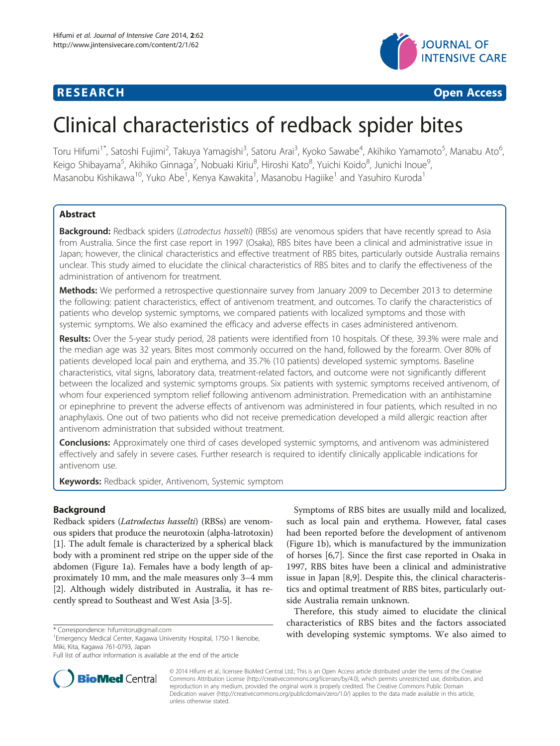**RESEARCH** **Open Access**

# Clinical characteristics of redback spider bites

Toru Hifumi[1*], Satoshi Fujimi[2], Takuya Yamagishi[3], Satoru Arai[3], Kyoko Sawabe[4], Akihiko Yamamoto[5], Manabu Ato[6], Keigo Shibayama[5], Akihiko Ginnaga[7], Nobuaki Kiriu[8], Hiroshi Kato[8], Yuichi Koido[8], Junichi Inoue[9], Masanobu Kishikawa[10], Yuko Abe[1], Kenya Kawakita[1], Masanobu Hagiike[1] and Yasuhiro Kuroda[1]

## Abstract

**Background:** Redback spiders (*Latrodectus hasselti*) (RBSs) are venomous spiders that have recently spread to Asia from Australia. Since the first case report in 1997 (Osaka), RBS bites have been a clinical and administrative issue in Japan; however, the clinical characteristics and effective treatment of RBS bites, particularly outside Australia remains unclear. This study aimed to elucidate the clinical characteristics of RBS bites and to clarify the effectiveness of the administration of antivenom for treatment.

**Methods:** We performed a retrospective questionnaire survey from January 2009 to December 2013 to determine the following: patient characteristics, effect of antivenom treatment, and outcomes. To clarify the characteristics of patients who develop systemic symptoms, we compared patients with localized symptoms and those with systemic symptoms. We also examined the efficacy and adverse effects in cases administered antivenom.

**Results:** Over the 5-year study period, 28 patients were identified from 10 hospitals. Of these, 39.3% were male and the median age was 32 years. Bites most commonly occurred on the hand, followed by the forearm. Over 80% of patients developed local pain and erythema, and 35.7% (10 patients) developed systemic symptoms. Baseline characteristics, vital signs, laboratory data, treatment-related factors, and outcome were not significantly different between the localized and systemic symptoms groups. Six patients with systemic symptoms received antivenom, of whom four experienced symptom relief following antivenom administration. Premedication with an antihistamine or epinephrine to prevent the adverse effects of antivenom was administered in four patients, which resulted in no anaphylaxis. One out of two patients who did not receive premedication developed a mild allergic reaction after antivenom administration that subsided without treatment.

**Conclusions:** Approximately one third of cases developed systemic symptoms, and antivenom was administered effectively and safely in severe cases. Further research is required to identify clinically applicable indications for antivenom use.

**Keywords:** Redback spider, Antivenom, Systemic symptom

## Background

Redback spiders (*Latrodectus hasselti*) (RBSs) are venomous spiders that produce the neurotoxin (alpha-latrotoxin) [1]. The adult female is characterized by a spherical black body with a prominent red stripe on the upper side of the abdomen (Figure 1a). Females have a body length of approximately 10 mm, and the male measures only 3–4 mm [2]. Although widely distributed in Australia, it has recently spread to Southeast and West Asia [3-5].

Symptoms of RBS bites are usually mild and localized, such as local pain and erythema. However, fatal cases had been reported before the development of antivenom (Figure 1b), which is manufactured by the immunization of horses [6,7]. Since the first case reported in Osaka in 1997, RBS bites have been a clinical and administrative issue in Japan [8,9]. Despite this, the clinical characteristics and optimal treatment of RBS bites, particularly outside Australia remain unknown.

Therefore, this study aimed to elucidate the clinical characteristics of RBS bites and the factors associated with developing systemic symptoms. We also aimed to

\* Correspondence: hifumitoru@gmail.com
[1]Emergency Medical Center, Kagawa University Hospital, 1750-1 Ikenobe, Miki, Kita, Kagawa 761-0793, Japan
Full list of author information is available at the end of the article

© 2014 Hifumi et al.; licensee BioMed Central Ltd.; This is an Open Access article distributed under the terms of the Creative Commons Attribution License (http://creativecommons.org/licenses/by/4.0), which permits unrestricted use, distribution, and reproduction in any medium, provided the original work is properly credited. The Creative Commons Public Domain Dedication waiver (http://creativecommons.org/publicdomain/zero/1.0/) applies to the data made available in this article, unless otherwise stated.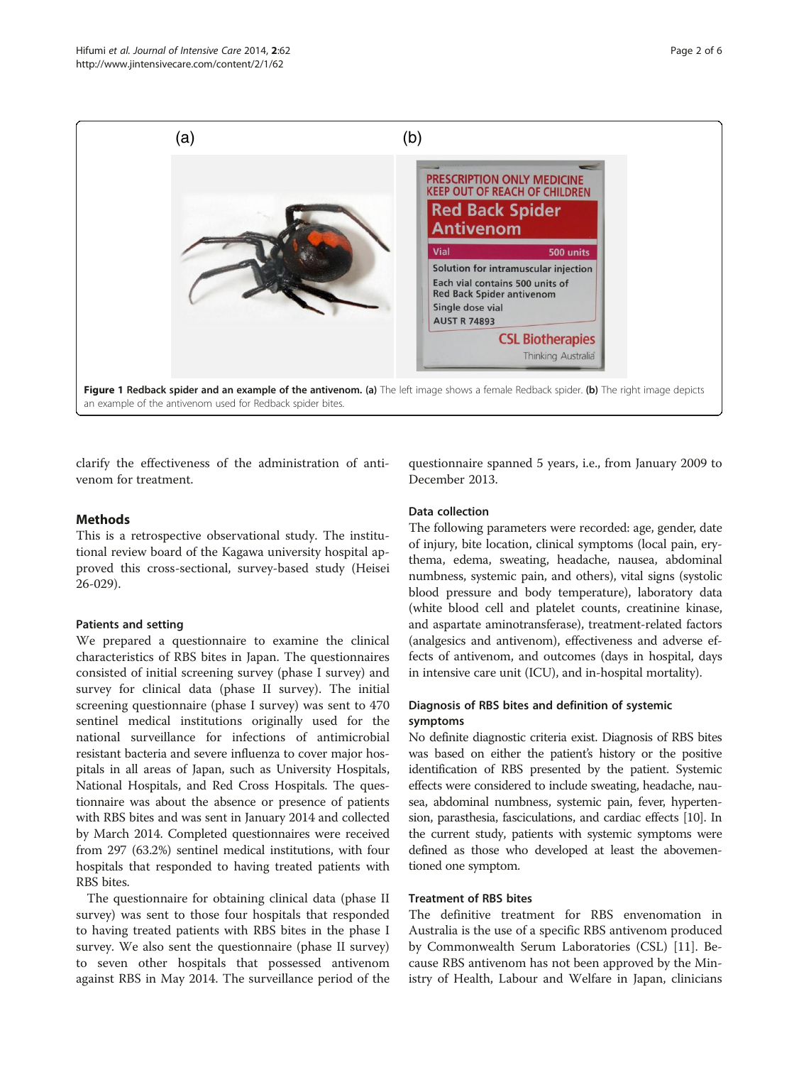**Figure 1 Redback spider and an example of the antivenom. (a)** The left image shows a female Redback spider. **(b)** The right image depicts an example of the antivenom used for Redback spider bites.

clarify the effectiveness of the administration of antivenom for treatment.

## Methods

This is a retrospective observational study. The institutional review board of the Kagawa university hospital approved this cross-sectional, survey-based study (Heisei 26-029).

### Patients and setting

We prepared a questionnaire to examine the clinical characteristics of RBS bites in Japan. The questionnaires consisted of initial screening survey (phase I survey) and survey for clinical data (phase II survey). The initial screening questionnaire (phase I survey) was sent to 470 sentinel medical institutions originally used for the national surveillance for infections of antimicrobial resistant bacteria and severe influenza to cover major hospitals in all areas of Japan, such as University Hospitals, National Hospitals, and Red Cross Hospitals. The questionnaire was about the absence or presence of patients with RBS bites and was sent in January 2014 and collected by March 2014. Completed questionnaires were received from 297 (63.2%) sentinel medical institutions, with four hospitals that responded to having treated patients with RBS bites.

The questionnaire for obtaining clinical data (phase II survey) was sent to those four hospitals that responded to having treated patients with RBS bites in the phase I survey. We also sent the questionnaire (phase II survey) to seven other hospitals that possessed antivenom against RBS in May 2014. The surveillance period of the questionnaire spanned 5 years, i.e., from January 2009 to December 2013.

### Data collection

The following parameters were recorded: age, gender, date of injury, bite location, clinical symptoms (local pain, erythema, edema, sweating, headache, nausea, abdominal numbness, systemic pain, and others), vital signs (systolic blood pressure and body temperature), laboratory data (white blood cell and platelet counts, creatinine kinase, and aspartate aminotransferase), treatment-related factors (analgesics and antivenom), effectiveness and adverse effects of antivenom, and outcomes (days in hospital, days in intensive care unit (ICU), and in-hospital mortality).

### Diagnosis of RBS bites and definition of systemic symptoms

No definite diagnostic criteria exist. Diagnosis of RBS bites was based on either the patient's history or the positive identification of RBS presented by the patient. Systemic effects were considered to include sweating, headache, nausea, abdominal numbness, systemic pain, fever, hypertension, parasthesia, fasciculations, and cardiac effects [10]. In the current study, patients with systemic symptoms were defined as those who developed at least the abovementioned one symptom.

### Treatment of RBS bites

The definitive treatment for RBS envenomation in Australia is the use of a specific RBS antivenom produced by Commonwealth Serum Laboratories (CSL) [11]. Because RBS antivenom has not been approved by the Ministry of Health, Labour and Welfare in Japan, clinicians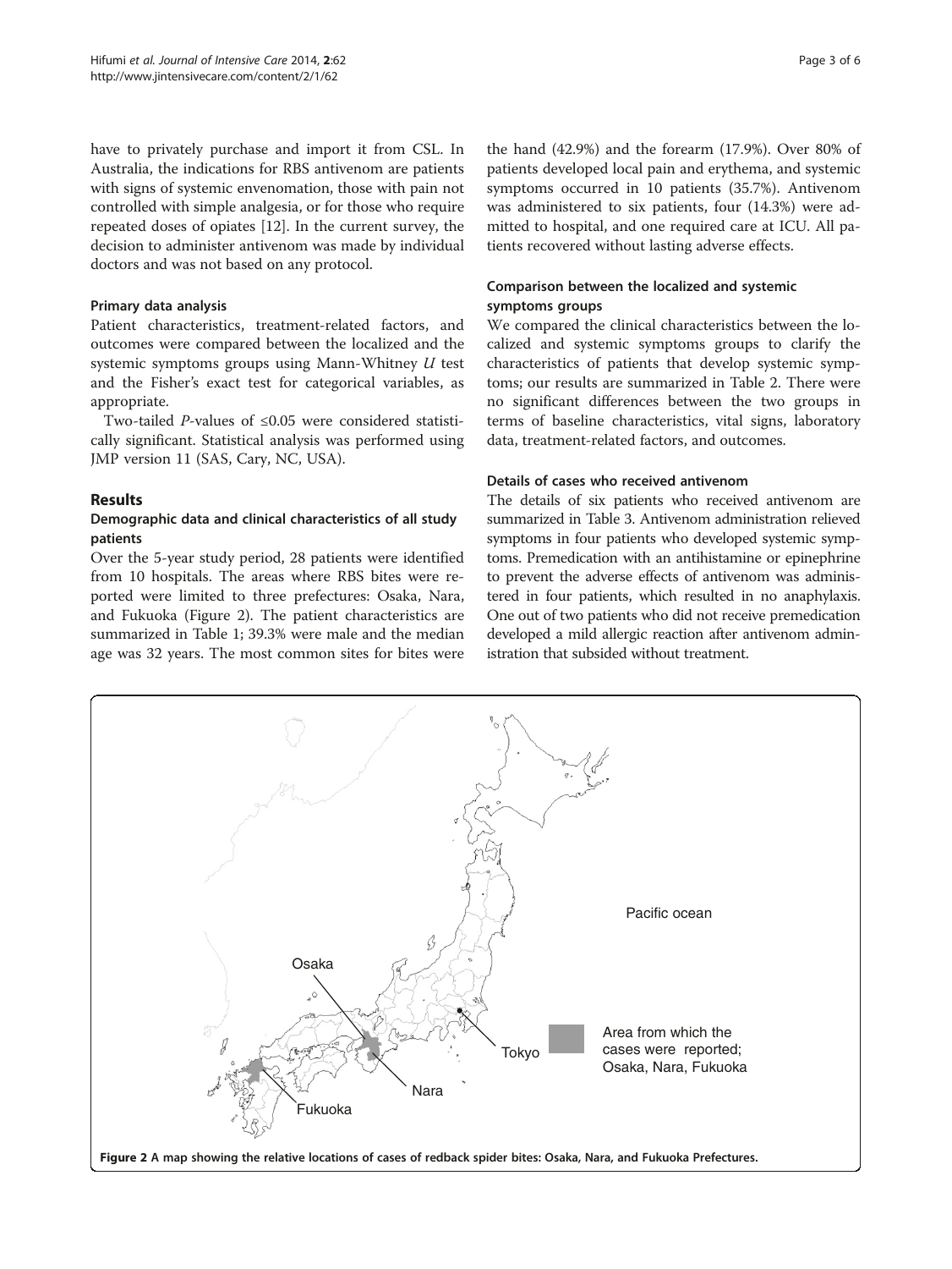have to privately purchase and import it from CSL. In Australia, the indications for RBS antivenom are patients with signs of systemic envenomation, those with pain not controlled with simple analgesia, or for those who require repeated doses of opiates [12]. In the current survey, the decision to administer antivenom was made by individual doctors and was not based on any protocol.

#### Primary data analysis

Patient characteristics, treatment-related factors, and outcomes were compared between the localized and the systemic symptoms groups using Mann-Whitney $U$ test and the Fisher's exact test for categorical variables, as appropriate.

Two-tailed $P$-values of ≤0.05 were considered statistically significant. Statistical analysis was performed using JMP version 11 (SAS, Cary, NC, USA).

## Results

### Demographic data and clinical characteristics of all study patients

Over the 5-year study period, 28 patients were identified from 10 hospitals. The areas where RBS bites were reported were limited to three prefectures: Osaka, Nara, and Fukuoka (Figure 2). The patient characteristics are summarized in Table 1; 39.3% were male and the median age was 32 years. The most common sites for bites were the hand (42.9%) and the forearm (17.9%). Over 80% of patients developed local pain and erythema, and systemic symptoms occurred in 10 patients (35.7%). Antivenom was administered to six patients, four (14.3%) were admitted to hospital, and one required care at ICU. All patients recovered without lasting adverse effects.

### Comparison between the localized and systemic symptoms groups

We compared the clinical characteristics between the localized and systemic symptoms groups to clarify the characteristics of patients that develop systemic symptoms; our results are summarized in Table 2. There were no significant differences between the two groups in terms of baseline characteristics, vital signs, laboratory data, treatment-related factors, and outcomes.

### Details of cases who received antivenom

The details of six patients who received antivenom are summarized in Table 3. Antivenom administration relieved symptoms in four patients who developed systemic symptoms. Premedication with an antihistamine or epinephrine to prevent the adverse effects of antivenom was administered in four patients, which resulted in no anaphylaxis. One out of two patients who did not receive premedication developed a mild allergic reaction after antivenom administration that subsided without treatment.

**Figure 2 A map showing the relative locations of cases of redback spider bites: Osaka, Nara, and Fukuoka Prefectures.**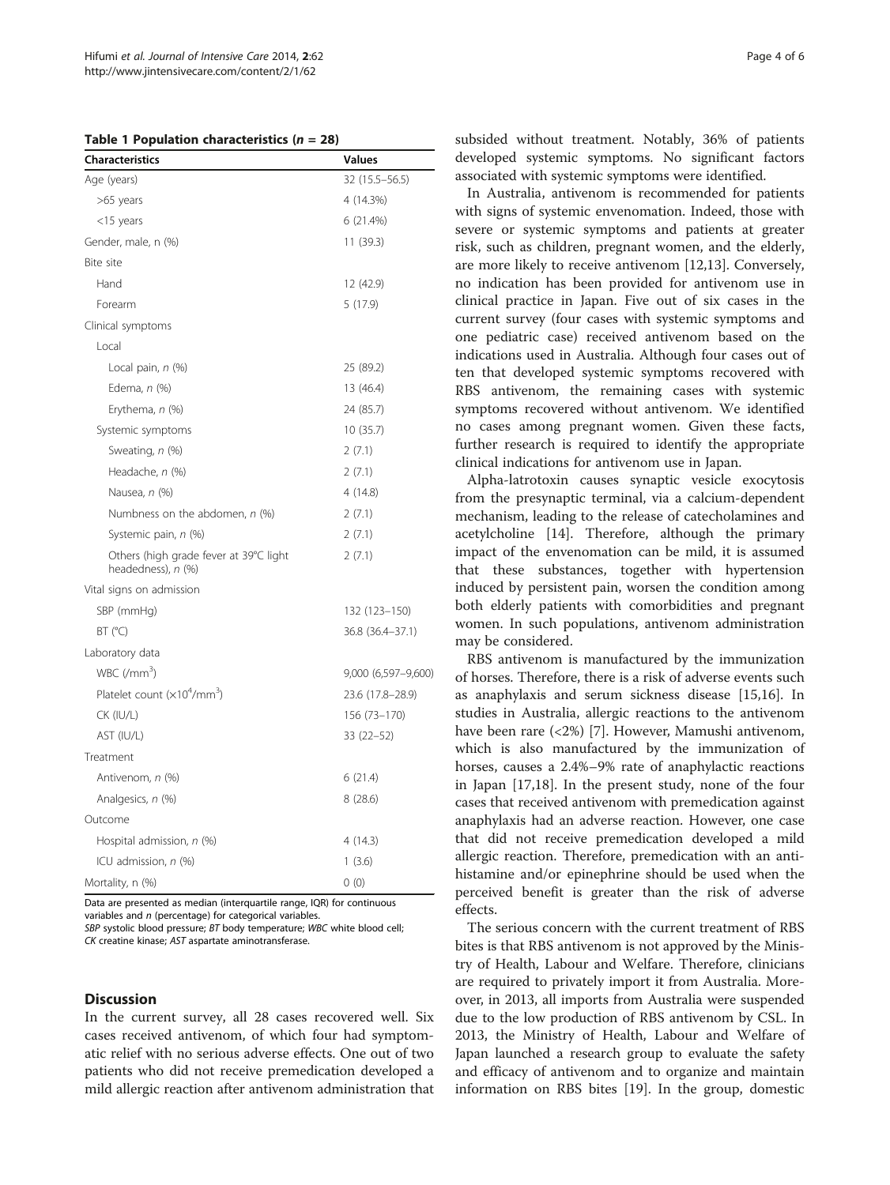**Table 1 Population characteristics (*n* = 28)**

| Characteristics | Values |
|---|---|
| Age (years) | 32 (15.5–56.5) |
| >65 years | 4 (14.3%) |
| <15 years | 6 (21.4%) |
| Gender, male, n (%) | 11 (39.3) |
| Bite site | |
| Hand | 12 (42.9) |
| Forearm | 5 (17.9) |
| Clinical symptoms | |
| Local | |
| Local pain, *n* (%) | 25 (89.2) |
| Edema, *n* (%) | 13 (46.4) |
| Erythema, *n* (%) | 24 (85.7) |
| Systemic symptoms | 10 (35.7) |
| Sweating, *n* (%) | 2 (7.1) |
| Headache, *n* (%) | 2 (7.1) |
| Nausea, *n* (%) | 4 (14.8) |
| Numbness on the abdomen, *n* (%) | 2 (7.1) |
| Systemic pain, *n* (%) | 2 (7.1) |
| Others (high grade fever at 39°C light headedness), *n* (%) | 2 (7.1) |
| Vital signs on admission | |
| SBP (mmHg) | 132 (123–150) |
| BT (°C) | 36.8 (36.4–37.1) |
| Laboratory data | |
| WBC (/mm$^3$) | 9,000 (6,597–9,600) |
| Platelet count (×10$^4$/mm$^3$) | 23.6 (17.8–28.9) |
| CK (IU/L) | 156 (73–170) |
| AST (IU/L) | 33 (22–52) |
| Treatment | |
| Antivenom, *n* (%) | 6 (21.4) |
| Analgesics, *n* (%) | 8 (28.6) |
| Outcome | |
| Hospital admission, *n* (%) | 4 (14.3) |
| ICU admission, *n* (%) | 1 (3.6) |
| Mortality, n (%) | 0 (0) |

Data are presented as median (interquartile range, IQR) for continuous variables and *n* (percentage) for categorical variables.
*SBP* systolic blood pressure; *BT* body temperature; *WBC* white blood cell; *CK* creatine kinase; *AST* aspartate aminotransferase.

## Discussion

In the current survey, all 28 cases recovered well. Six cases received antivenom, of which four had symptomatic relief with no serious adverse effects. One out of two patients who did not receive premedication developed a mild allergic reaction after antivenom administration that subsided without treatment. Notably, 36% of patients developed systemic symptoms. No significant factors associated with systemic symptoms were identified.

In Australia, antivenom is recommended for patients with signs of systemic envenomation. Indeed, those with severe or systemic symptoms and patients at greater risk, such as children, pregnant women, and the elderly, are more likely to receive antivenom [12,13]. Conversely, no indication has been provided for antivenom use in clinical practice in Japan. Five out of six cases in the current survey (four cases with systemic symptoms and one pediatric case) received antivenom based on the indications used in Australia. Although four cases out of ten that developed systemic symptoms recovered with RBS antivenom, the remaining cases with systemic symptoms recovered without antivenom. We identified no cases among pregnant women. Given these facts, further research is required to identify the appropriate clinical indications for antivenom use in Japan.

Alpha-latrotoxin causes synaptic vesicle exocytosis from the presynaptic terminal, via a calcium-dependent mechanism, leading to the release of catecholamines and acetylcholine [14]. Therefore, although the primary impact of the envenomation can be mild, it is assumed that these substances, together with hypertension induced by persistent pain, worsen the condition among both elderly patients with comorbidities and pregnant women. In such populations, antivenom administration may be considered.

RBS antivenom is manufactured by the immunization of horses. Therefore, there is a risk of adverse events such as anaphylaxis and serum sickness disease [15,16]. In studies in Australia, allergic reactions to the antivenom have been rare (<2%) [7]. However, Mamushi antivenom, which is also manufactured by the immunization of horses, causes a 2.4%–9% rate of anaphylactic reactions in Japan [17,18]. In the present study, none of the four cases that received antivenom with premedication against anaphylaxis had an adverse reaction. However, one case that did not receive premedication developed a mild allergic reaction. Therefore, premedication with an antihistamine and/or epinephrine should be used when the perceived benefit is greater than the risk of adverse effects.

The serious concern with the current treatment of RBS bites is that RBS antivenom is not approved by the Ministry of Health, Labour and Welfare. Therefore, clinicians are required to privately import it from Australia. Moreover, in 2013, all imports from Australia were suspended due to the low production of RBS antivenom by CSL. In 2013, the Ministry of Health, Labour and Welfare of Japan launched a research group to evaluate the safety and efficacy of antivenom and to organize and maintain information on RBS bites [19]. In the group, domestic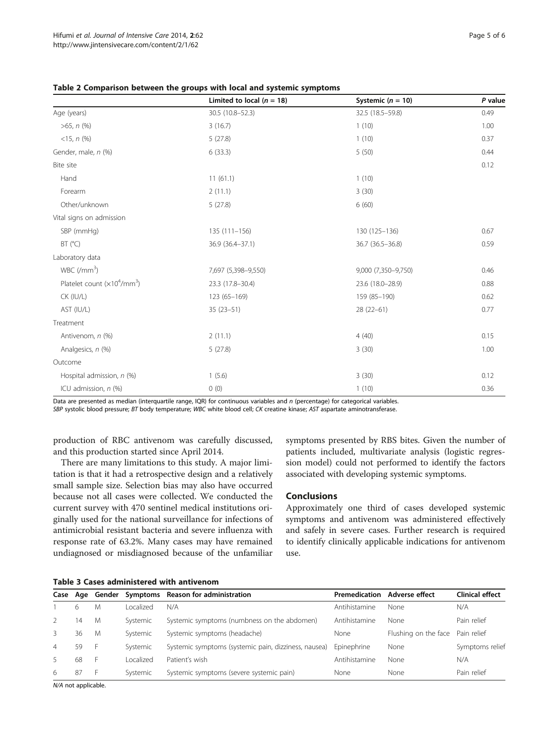**Table 2 Comparison between the groups with local and systemic symptoms**

| | Limited to local (*n* = 18) | Systemic (*n* = 10) | *P* value |
|---|---|---|---|
| Age (years) | 30.5 (10.8–52.3) | 32.5 (18.5–59.8) | 0.49 |
| >65, *n* (%) | 3 (16.7) | 1 (10) | 1.00 |
| <15, *n* (%) | 5 (27.8) | 1 (10) | 0.37 |
| Gender, male, *n* (%) | 6 (33.3) | 5 (50) | 0.44 |
| Bite site | | | 0.12 |
| Hand | 11 (61.1) | 1 (10) | |
| Forearm | 2 (11.1) | 3 (30) | |
| Other/unknown | 5 (27.8) | 6 (60) | |
| Vital signs on admission | | | |
| SBP (mmHg) | 135 (111–156) | 130 (125–136) | 0.67 |
| BT (°C) | 36.9 (36.4–37.1) | 36.7 (36.5–36.8) | 0.59 |
| Laboratory data | | | |
| WBC (/mm$^3$) | 7,697 (5,398–9,550) | 9,000 (7,350–9,750) | 0.46 |
| Platelet count ($\times 10^4$/mm$^3$) | 23.3 (17.8–30.4) | 23.6 (18.0–28.9) | 0.88 |
| CK (IU/L) | 123 (65–169) | 159 (85–190) | 0.62 |
| AST (IU/L) | 35 (23–51) | 28 (22–61) | 0.77 |
| Treatment | | | |
| Antivenom, *n* (%) | 2 (11.1) | 4 (40) | 0.15 |
| Analgesics, *n* (%) | 5 (27.8) | 3 (30) | 1.00 |
| Outcome | | | |
| Hospital admission, *n* (%) | 1 (5.6) | 3 (30) | 0.12 |
| ICU admission, *n* (%) | 0 (0) | 1 (10) | 0.36 |

Data are presented as median (interquartile range, IQR) for continuous variables and *n* (percentage) for categorical variables.
*SBP* systolic blood pressure; *BT* body temperature; *WBC* white blood cell; *CK* creatine kinase; *AST* aspartate aminotransferase.

production of RBC antivenom was carefully discussed, and this production started since April 2014.

There are many limitations to this study. A major limitation is that it had a retrospective design and a relatively small sample size. Selection bias may also have occurred because not all cases were collected. We conducted the current survey with 470 sentinel medical institutions originally used for the national surveillance for infections of antimicrobial resistant bacteria and severe influenza with response rate of 63.2%. Many cases may have remained undiagnosed or misdiagnosed because of the unfamiliar symptoms presented by RBS bites. Given the number of patients included, multivariate analysis (logistic regression model) could not performed to identify the factors associated with developing systemic symptoms.

## Conclusions

Approximately one third of cases developed systemic symptoms and antivenom was administered effectively and safely in severe cases. Further research is required to identify clinically applicable indications for antivenom use.

**Table 3 Cases administered with antivenom**

| Case | Age | Gender | Symptoms | Reason for administration | Premedication | Adverse effect | Clinical effect |
|---|---|---|---|---|---|---|---|
| 1 | 6 | M | Localized | N/A | Antihistamine | None | N/A |
| 2 | 14 | M | Systemic | Systemic symptoms (numbness on the abdomen) | Antihistamine | None | Pain relief |
| 3 | 36 | M | Systemic | Systemic symptoms (headache) | None | Flushing on the face | Pain relief |
| 4 | 59 | F | Systemic | Systemic symptoms (systemic pain, dizziness, nausea) | Epinephrine | None | Symptoms relief |
| 5 | 68 | F | Localized | Patient's wish | Antihistamine | None | N/A |
| 6 | 87 | F | Systemic | Systemic symptoms (severe systemic pain) | None | None | Pain relief |

*N/A* not applicable.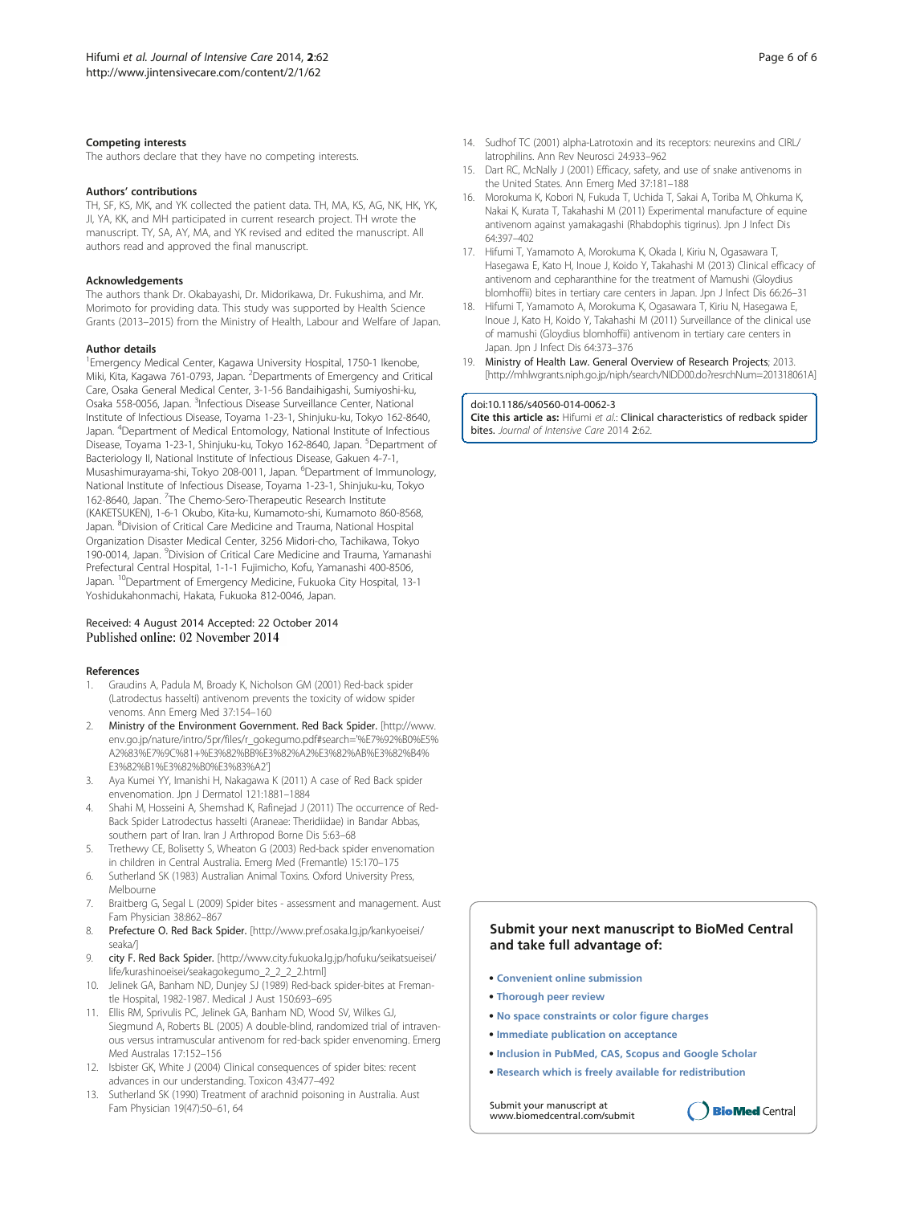### Competing interests

The authors declare that they have no competing interests.

### Authors' contributions

TH, SF, KS, MK, and YK collected the patient data. TH, MA, KS, AG, NK, HK, YK, JI, YA, KK, and MH participated in current research project. TH wrote the manuscript. TY, SA, AY, MA, and YK revised and edited the manuscript. All authors read and approved the final manuscript.

### Acknowledgements

The authors thank Dr. Okabayashi, Dr. Midorikawa, Dr. Fukushima, and Mr. Morimoto for providing data. This study was supported by Health Science Grants (2013–2015) from the Ministry of Health, Labour and Welfare of Japan.

### Author details

[1]Emergency Medical Center, Kagawa University Hospital, 1750-1 Ikenobe, Miki, Kita, Kagawa 761-0793, Japan. [2]Departments of Emergency and Critical Care, Osaka General Medical Center, 3-1-56 Bandaihigashi, Sumiyoshi-ku, Osaka 558-0056, Japan. [3]Infectious Disease Surveillance Center, National Institute of Infectious Disease, Toyama 1-23-1, Shinjuku-ku, Tokyo 162-8640, Japan. [4]Department of Medical Entomology, National Institute of Infectious Disease, Toyama 1-23-1, Shinjuku-ku, Tokyo 162-8640, Japan. [5]Department of Bacteriology II, National Institute of Infectious Disease, Gakuen 4-7-1, Musashimurayama-shi, Tokyo 208-0011, Japan. [6]Department of Immunology, National Institute of Infectious Disease, Toyama 1-23-1, Shinjuku-ku, Tokyo 162-8640, Japan. [7]The Chemo-Sero-Therapeutic Research Institute (KAKETSUKEN), 1-6-1 Okubo, Kita-ku, Kumamoto-shi, Kumamoto 860-8568, Japan. [8]Division of Critical Care Medicine and Trauma, National Hospital Organization Disaster Medical Center, 3256 Midori-cho, Tachikawa, Tokyo 190-0014, Japan. [9]Division of Critical Care Medicine and Trauma, Yamanashi Prefectural Central Hospital, 1-1-1 Fujimicho, Kofu, Yamanashi 400-8506, Japan. [10]Department of Emergency Medicine, Fukuoka City Hospital, 13-1 Yoshidukahonmachi, Hakata, Fukuoka 812-0046, Japan.

Received: 4 August 2014 Accepted: 22 October 2014
Published online: 02 November 2014

### References

1. Graudins A, Padula M, Broady K, Nicholson GM (2001) Red-back spider (Latrodectus hasselti) antivenom prevents the toxicity of widow spider venoms. Ann Emerg Med 37:154–160
2. Ministry of the Environment Government. Red Back Spider. [http://www.env.go.jp/nature/intro/5pr/files/r_gokegumo.pdf#search='%E7%92%B0%E5%A2%83%E7%9C%81+%E3%82%BB%E3%82%A2%E3%82%AB%E3%82%B4%E3%82%B1%E3%82%B0%E3%83%A2']
3. Aya Kumei YY, Imanishi H, Nakagawa K (2011) A case of Red Back spider envenomation. Jpn J Dermatol 121:1881–1884
4. Shahi M, Hosseini A, Shemshad K, Rafinejad J (2011) The occurrence of Red-Back Spider Latrodectus hasselti (Araneae: Theridiidae) in Bandar Abbas, southern part of Iran. Iran J Arthropod Borne Dis 5:63–68
5. Trethewy CE, Bolisetty S, Wheaton G (2003) Red-back spider envenomation in children in Central Australia. Emerg Med (Fremantle) 15:170–175
6. Sutherland SK (1983) Australian Animal Toxins. Oxford University Press, Melbourne
7. Braitberg G, Segal L (2009) Spider bites - assessment and management. Aust Fam Physician 38:862–867
8. Prefecture O. Red Back Spider. [http://www.pref.osaka.lg.jp/kankyoeisei/seaka/]
9. city F. Red Back Spider. [http://www.city.fukuoka.lg.jp/hofuku/seikatsueisei/life/kurashinoeisei/seakagokegumo_2_2_2_2.html]
10. Jelinek GA, Banham ND, Dunjey SJ (1989) Red-back spider-bites at Fremantle Hospital, 1982-1987. Medical J Aust 150:693–695
11. Ellis RM, Sprivulis PC, Jelinek GA, Banham ND, Wood SV, Wilkes GJ, Siegmund A, Roberts BL (2005) A double-blind, randomized trial of intravenous versus intramuscular antivenom for red-back spider envenoming. Emerg Med Australas 17:152–156
12. Isbister GK, White J (2004) Clinical consequences of spider bites: recent advances in our understanding. Toxicon 43:477–492
13. Sutherland SK (1990) Treatment of arachnid poisoning in Australia. Aust Fam Physician 19(47):50–61, 64
14. Sudhof TC (2001) alpha-Latrotoxin and its receptors: neurexins and CIRL/latrophilins. Ann Rev Neurosci 24:933–962
15. Dart RC, McNally J (2001) Efficacy, safety, and use of snake antivenoms in the United States. Ann Emerg Med 37:181–188
16. Morokuma K, Kobori N, Fukuda T, Uchida T, Sakai A, Toriba M, Ohkuma K, Nakai K, Kurata T, Takahashi M (2011) Experimental manufacture of equine antivenom against yamakagashi (Rhabdophis tigrinus). Jpn J Infect Dis 64:397–402
17. Hifumi T, Yamamoto A, Morokuma K, Okada I, Kiriu N, Ogasawara T, Hasegawa E, Kato H, Inoue J, Koido Y, Takahashi M (2013) Clinical efficacy of antivenom and cepharanthine for the treatment of Mamushi (Gloydius blomhoffii) bites in tertiary care centers in Japan. Jpn J Infect Dis 66:26–31
18. Hifumi T, Yamamoto A, Morokuma K, Ogasawara T, Kiriu N, Hasegawa E, Inoue J, Kato H, Koido Y, Takahashi M (2011) Surveillance of the clinical use of mamushi (Gloydius blomhoffii) antivenom in tertiary care centers in Japan. Jpn J Infect Dis 64:373–376
19. Ministry of Health Law. General Overview of Research Projects; 2013. [http://mhlwgrants.niph.go.jp/niph/search/NIDD00.do?resrchNum=201318061A]

doi:10.1186/s40560-014-0062-3
**Cite this article as:** Hifumi *et al.*: Clinical characteristics of redback spider bites. *Journal of Intensive Care* 2014 **2**:62.

**Submit your next manuscript to BioMed Central and take full advantage of:**

- Convenient online submission
- Thorough peer review
- No space constraints or color figure charges
- Immediate publication on acceptance
- Inclusion in PubMed, CAS, Scopus and Google Scholar
- Research which is freely available for redistribution

Submit your manuscript at
www.biomedcentral.com/submit

BioMed Central